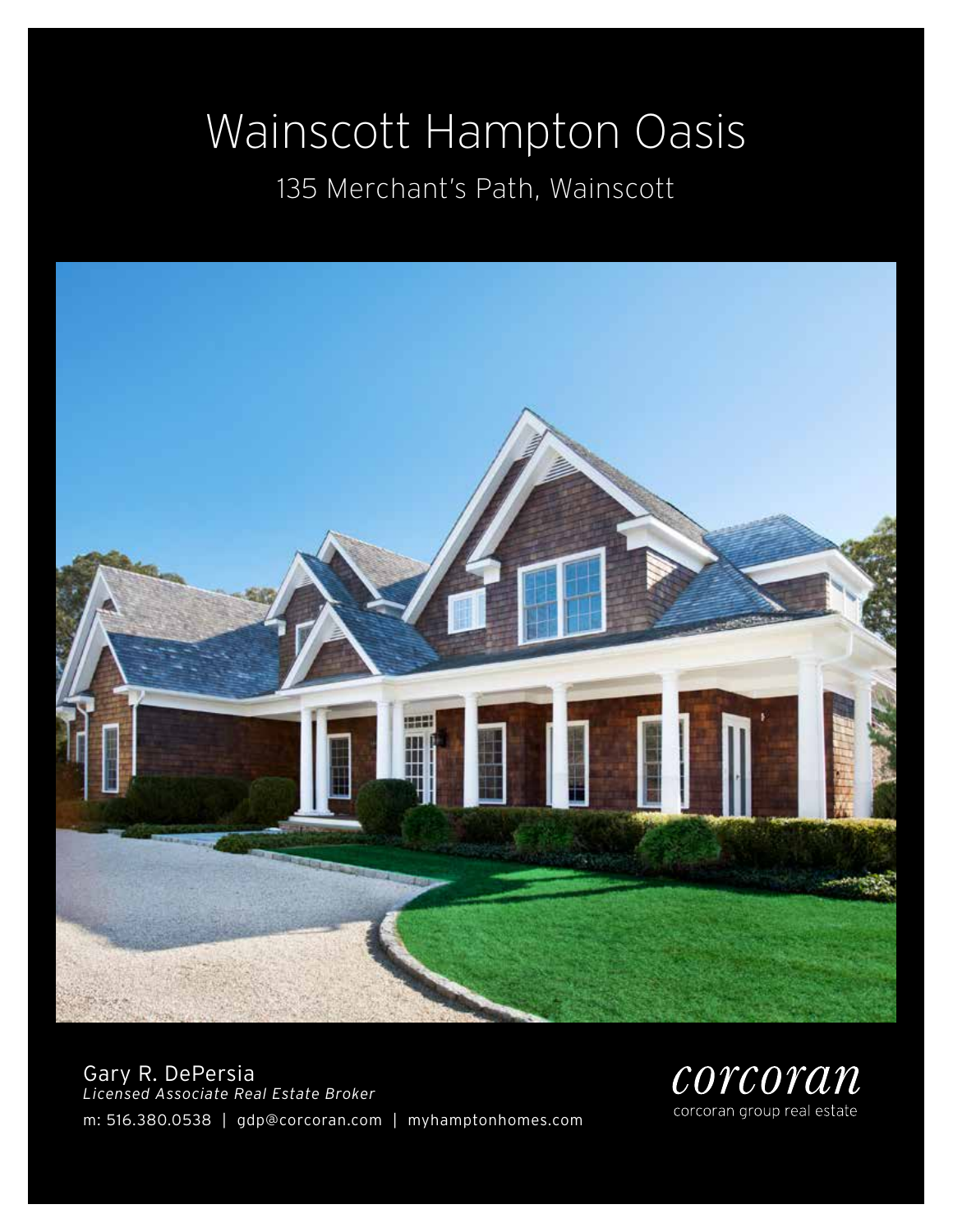# Wainscott Hampton Oasis

## 135 Merchant's Path, Wainscott

Gary R. DePersia
*Licensed Associate Real Estate Broker*
m: 516.380.0538 | gdp@corcoran.com | myhamptonhomes.com

corcoran
corcoran group real estate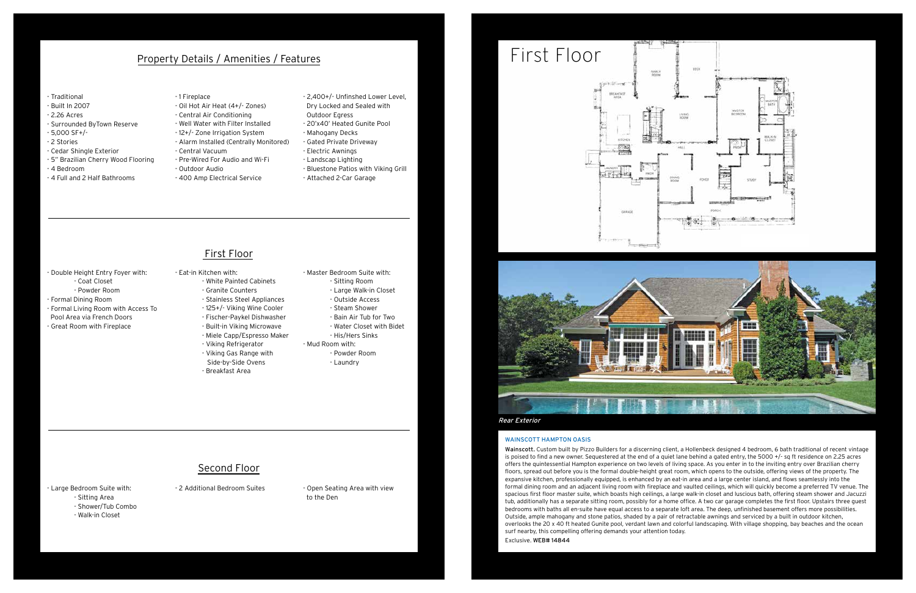## Property Details / Amenities / Features

- Traditional
- Built In 2007
- 2.26 Acres
- Surrounded ByTown Reserve
- 5,000 SF+/-
- 2 Stories
- Cedar Shingle Exterior
- 5" Brazilian Cherry Wood Flooring
- 4 Bedroom
- 4 Full and 2 Half Bathrooms
- 1 Fireplace
- Oil Hot Air Heat (4+/- Zones)
- Central Air Conditioning
- Well Water with Filter Installed
- 12+/- Zone Irrigation System
- Alarm Installed (Centrally Monitored)
- Central Vacuum
- Pre-Wired For Audio and Wi-Fi
- Outdoor Audio
- 400 Amp Electrical Service
- 2,400+/- Unfinshed Lower Level, Dry Locked and Sealed with Outdoor Egress
- 20'x40' Heated Gunite Pool
- Mahogany Decks
- Gated Private Driveway
- Electric Awnings
- Landscap Lighting
- Bluestone Patios with Viking Grill
- Attached 2-Car Garage

## First Floor

- Double Height Entry Foyer with:
  - Coat Closet
  - Powder Room
- Formal Dining Room
- Formal Living Room with Access To Pool Area via French Doors
- Great Room with Fireplace
- Eat-in Kitchen with:
  - White Painted Cabinets
  - Granite Counters
  - Stainless Steel Appliances
  - 125+/- Viking Wine Cooler
  - Fischer-Paykel Dishwasher
  - Built-in Viking Microwave
  - Miele Capp/Espresso Maker
  - Viking Refrigerator
  - Viking Gas Range with Side-by-Side Ovens
  - Breakfast Area
- Master Bedroom Suite with:
  - Sitting Room
  - Large Walk-in Closet
  - Outside Access
  - Steam Shower
  - Bain Air Tub for Two
  - Water Closet with Bidet
  - His/Hers Sinks
- Mud Room with:
  - Powder Room
  - Laundry

## Second Floor

- Large Bedroom Suite with:
  - Sitting Area
  - Shower/Tub Combo
  - Walk-in Closet
- 2 Additional Bedroom Suites
- Open Seating Area with view to the Den

# First Floor

*Rear Exterior*

### WAINSCOTT HAMPTON OASIS

**Wainscott.** Custom built by Pizzo Builders for a discerning client, a Hollenbeck designed 4 bedroom, 6 bath traditional of recent vintage is poised to find a new owner. Sequestered at the end of a quiet lane behind a gated entry, the 5000 +/- sq ft residence on 2.25 acres offers the quintessential Hampton experience on two levels of living space. As you enter in to the inviting entry over Brazilian cherry floors, spread out before you is the formal double-height great room, which opens to the outside, offering views of the property. The expansive kitchen, professionally equipped, is enhanced by an eat-in area and a large center island, and flows seamlessly into the formal dining room and an adjacent living room with fireplace and vaulted ceilings, which will quickly become a preferred TV venue. The spacious first floor master suite, which boasts high ceilings, a large walk-in closet and luscious bath, offering steam shower and Jacuzzi tub, additionally has a separate sitting room, possibly for a home office. A two car garage completes the first floor. Upstairs three guest bedrooms with baths all en-suite have equal access to a separate loft area. The deep, unfinished basement offers more possibilities. Outside, ample mahogany and stone patios, shaded by a pair of retractable awnings and serviced by a built in outdoor kitchen, overlooks the 20 x 40 ft heated Gunite pool, verdant lawn and colorful landscaping. With village shopping, bay beaches and the ocean surf nearby, this compelling offering demands your attention today.

Exclusive. **WEB# 14844**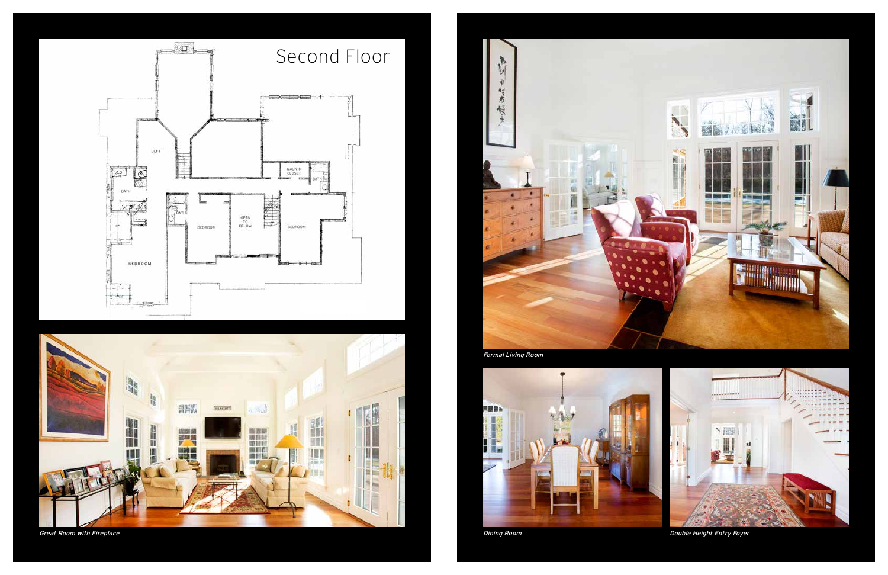## Second Floor

Great Room with Fireplace

Formal Living Room

Dining Room

Double Height Entry Foyer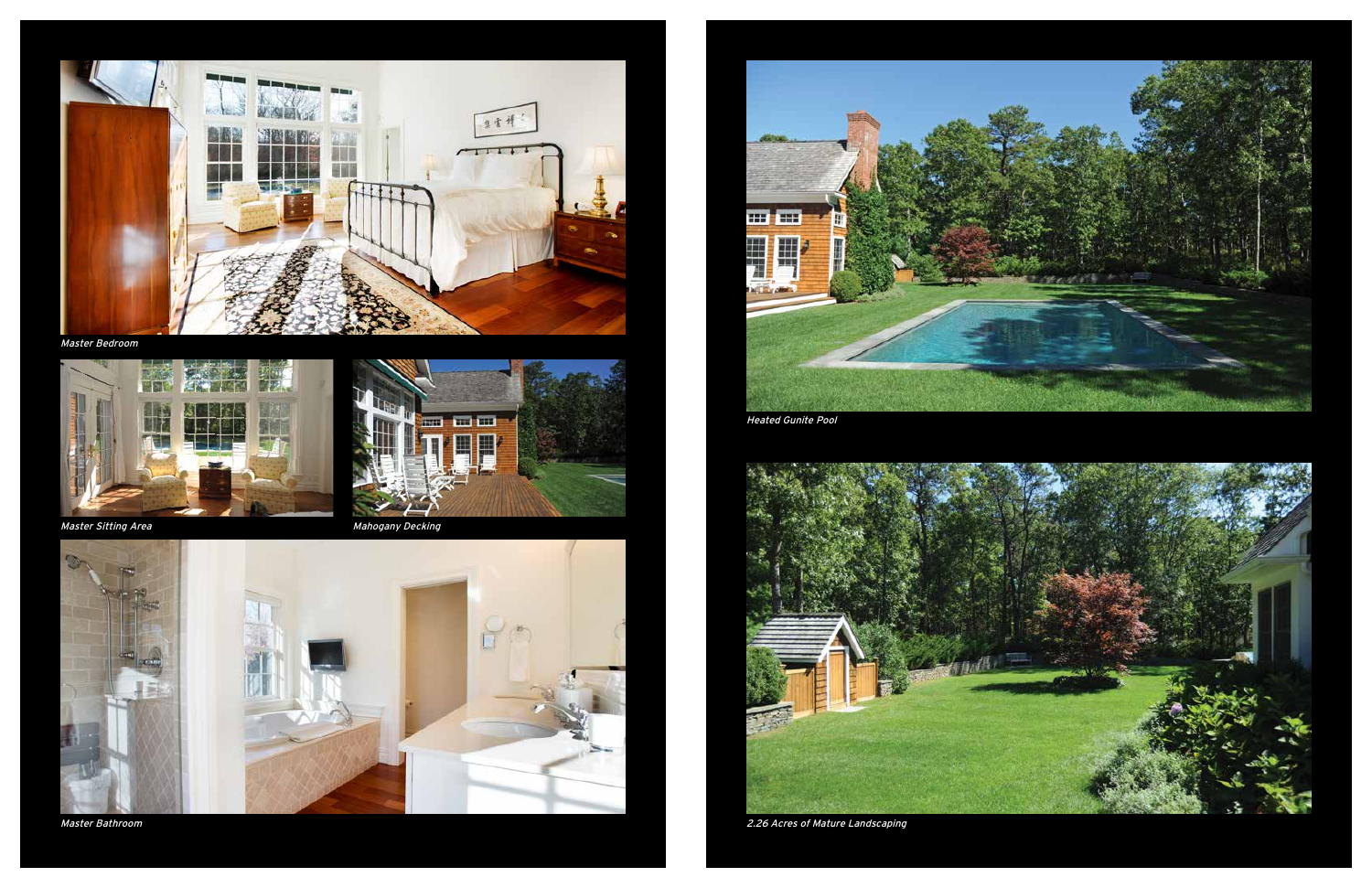*Master Bedroom*

*Master Sitting Area*

*Mahogany Decking*

*Master Bathroom*

*Heated Gunite Pool*

*2.26 Acres of Mature Landscaping*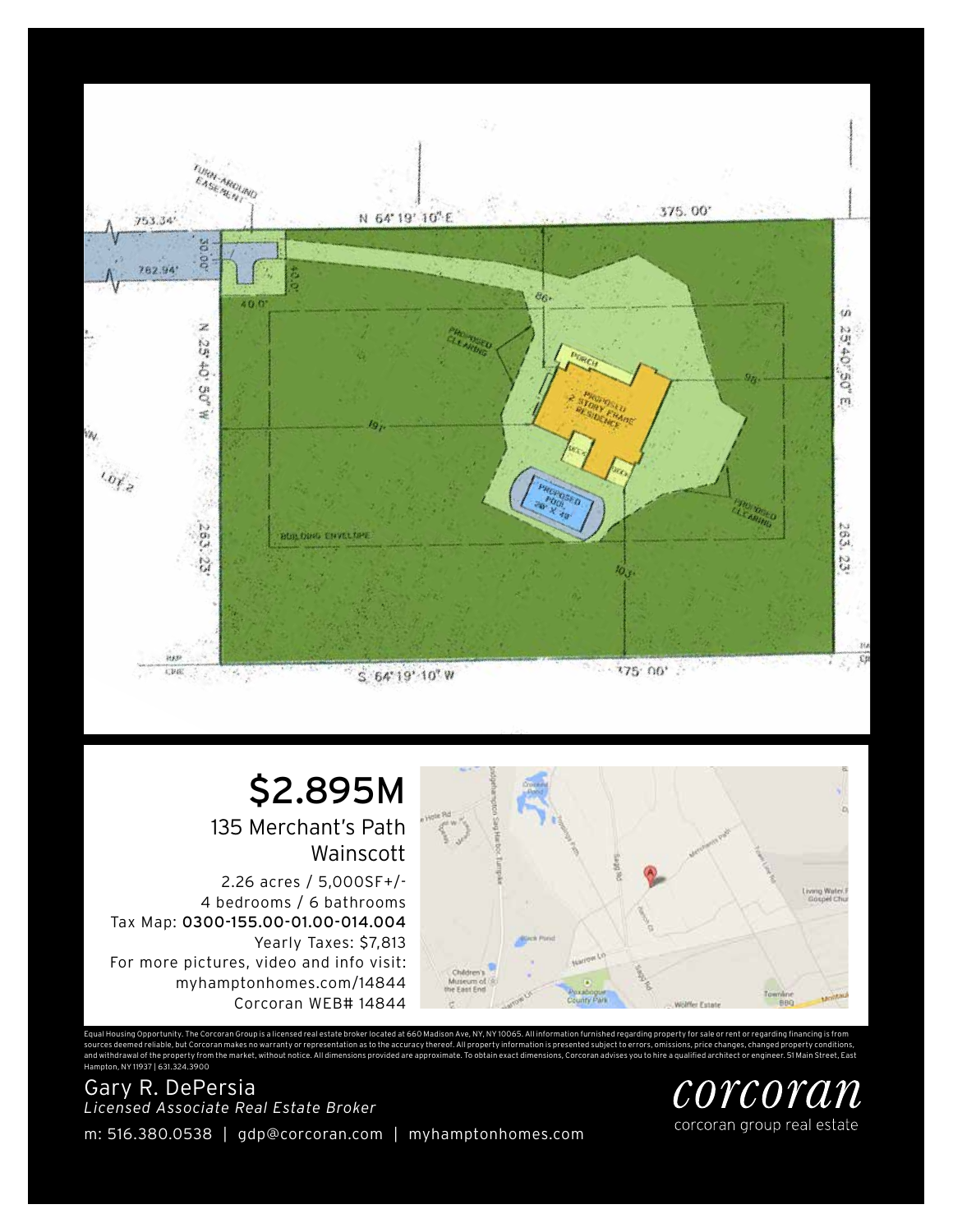TURN-AROUND EASEMENT

753.34'

762.94'

N 64° 19' 10" E

375.00'

30.00'

40.0'

40.0'

86'

N 25° 40' 50" W

S 25° 40' 50" E

PROPOSED CLEARING

PORCH

PROPOSED 2 STORY FRAME RESIDENCE

98'

191'

DECK

DECK

LOT 2

PROPOSED POOL 20' X 48'

PROPOSED CLEARING

263.23'

263.23'

BUILDING ENVELOPE

103'

S 64° 19' 10" W

375.00'

# $2.895M

135 Merchant's Path
Wainscott

2.26 acres / 5,000SF+/-
4 bedrooms / 6 bathrooms
Tax Map: **0300-155.00-01.00-014.004**
Yearly Taxes: $7,813
For more pictures, video and info visit:
myhamptonhomes.com/14844
Corcoran WEB# 14844

Equal Housing Opportunity. The Corcoran Group is a licensed real estate broker located at 660 Madison Ave, NY, NY 10065. All information furnished regarding property for sale or rent or regarding financing is from sources deemed reliable, but Corcoran makes no warranty or representation as to the accuracy thereof. All property information is presented subject to errors, omissions, price changes, changed property conditions, and withdrawal of the property from the market, without notice. All dimensions provided are approximate. To obtain exact dimensions, Corcoran advises you to hire a qualified architect or engineer. 51 Main Street, East Hampton, NY 11937 | 631.324.3900

Gary R. DePersia
*Licensed Associate Real Estate Broker*

m: 516.380.0538 | gdp@corcoran.com | myhamptonhomes.com

corcoran
corcoran group real estate